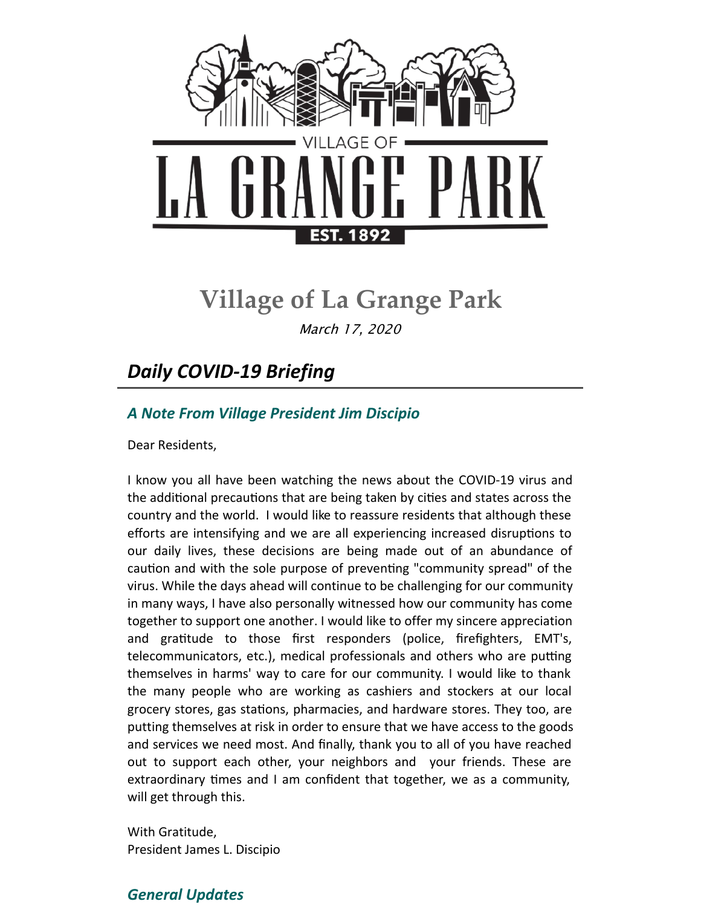# Village of La Grange Park

*March 17, 2020*

## *Daily COVID-19 Briefing*

### *A Note From Village President Jim Discipio*

Dear Residents,

I know you all have been watching the news about the COVID-19 virus and the additional precautions that are being taken by cities and states across the country and the world. I would like to reassure residents that although these efforts are intensifying and we are all experiencing increased disruptions to our daily lives, these decisions are being made out of an abundance of caution and with the sole purpose of preventing "community spread" of the virus. While the days ahead will continue to be challenging for our community in many ways, I have also personally witnessed how our community has come together to support one another. I would like to offer my sincere appreciation and gratitude to those first responders (police, firefighters, EMT's, telecommunicators, etc.), medical professionals and others who are putting themselves in harms' way to care for our community. I would like to thank the many people who are working as cashiers and stockers at our local grocery stores, gas stations, pharmacies, and hardware stores. They too, are putting themselves at risk in order to ensure that we have access to the goods and services we need most. And finally, thank you to all of you have reached out to support each other, your neighbors and your friends. These are extraordinary times and I am confident that together, we as a community, will get through this.

With Gratitude,
President James L. Discipio

### *General Updates*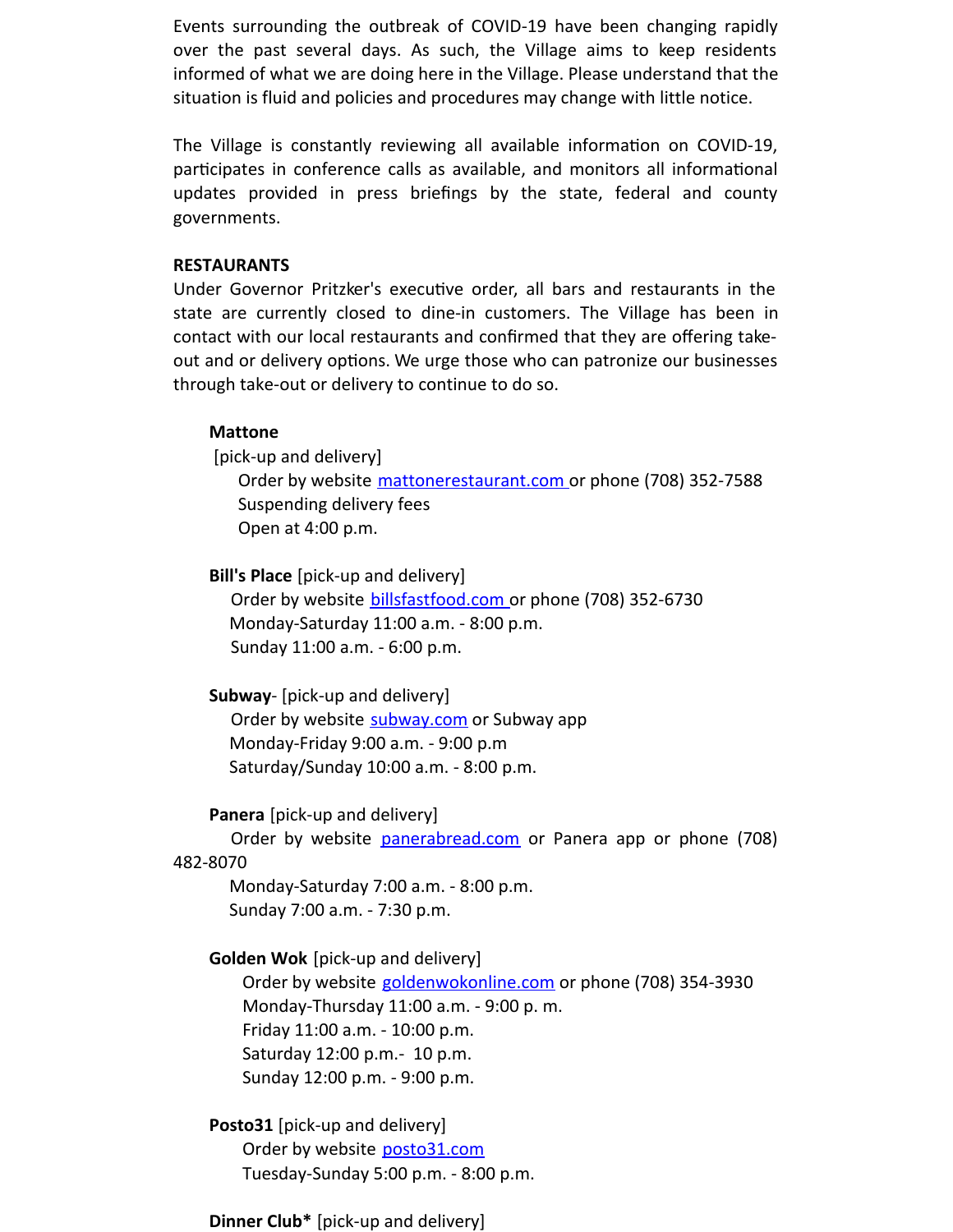Events surrounding the outbreak of COVID-19 have been changing rapidly over the past several days. As such, the Village aims to keep residents informed of what we are doing here in the Village. Please understand that the situation is fluid and policies and procedures may change with little notice.

The Village is constantly reviewing all available information on COVID-19, participates in conference calls as available, and monitors all informational updates provided in press briefings by the state, federal and county governments.

**RESTAURANTS**

Under Governor Pritzker's executive order, all bars and restaurants in the state are currently closed to dine-in customers. The Village has been in contact with our local restaurants and confirmed that they are offering take-out and or delivery options. We urge those who can patronize our businesses through take-out or delivery to continue to do so.

**Mattone**
[pick-up and delivery]
Order by website mattonerestaurant.com or phone (708) 352-7588
Suspending delivery fees
Open at 4:00 p.m.

**Bill's Place** [pick-up and delivery]
Order by website billsfastfood.com or phone (708) 352-6730
Monday-Saturday 11:00 a.m. - 8:00 p.m.
Sunday 11:00 a.m. - 6:00 p.m.

**Subway**- [pick-up and delivery]
Order by website subway.com or Subway app
Monday-Friday 9:00 a.m. - 9:00 p.m
Saturday/Sunday 10:00 a.m. - 8:00 p.m.

**Panera** [pick-up and delivery]
Order by website panerabread.com or Panera app or phone (708) 482-8070
Monday-Saturday 7:00 a.m. - 8:00 p.m.
Sunday 7:00 a.m. - 7:30 p.m.

**Golden Wok** [pick-up and delivery]
Order by website goldenwokonline.com or phone (708) 354-3930
Monday-Thursday 11:00 a.m. - 9:00 p. m.
Friday 11:00 a.m. - 10:00 p.m.
Saturday 12:00 p.m.- 10 p.m.
Sunday 12:00 p.m. - 9:00 p.m.

**Posto31** [pick-up and delivery]
Order by website posto31.com
Tuesday-Sunday 5:00 p.m. - 8:00 p.m.

**Dinner Club*** [pick-up and delivery]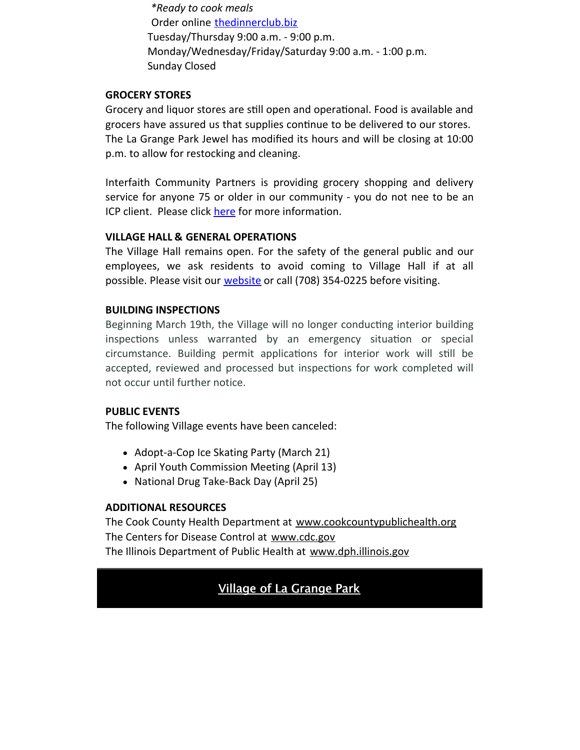*Ready to cook meals

Order online thedinnerclub.biz

Tuesday/Thursday 9:00 a.m. - 9:00 p.m.

Monday/Wednesday/Friday/Saturday 9:00 a.m. - 1:00 p.m.

Sunday Closed

**GROCERY STORES**

Grocery and liquor stores are still open and operational. Food is available and grocers have assured us that supplies continue to be delivered to our stores. The La Grange Park Jewel has modified its hours and will be closing at 10:00 p.m. to allow for restocking and cleaning.

Interfaith Community Partners is providing grocery shopping and delivery service for anyone 75 or older in our community - you do not nee to be an ICP client. Please click here for more information.

**VILLAGE HALL & GENERAL OPERATIONS**

The Village Hall remains open. For the safety of the general public and our employees, we ask residents to avoid coming to Village Hall if at all possible. Please visit our website or call (708) 354-0225 before visiting.

**BUILDING INSPECTIONS**

Beginning March 19th, the Village will no longer conducting interior building inspections unless warranted by an emergency situation or special circumstance. Building permit applications for interior work will still be accepted, reviewed and processed but inspections for work completed will not occur until further notice.

**PUBLIC EVENTS**

The following Village events have been canceled:

- Adopt-a-Cop Ice Skating Party (March 21)
- April Youth Commission Meeting (April 13)
- National Drug Take-Back Day (April 25)

**ADDITIONAL RESOURCES**

The Cook County Health Department at www.cookcountypublichealth.org

The Centers for Disease Control at www.cdc.gov

The Illinois Department of Public Health at www.dph.illinois.gov

Village of La Grange Park